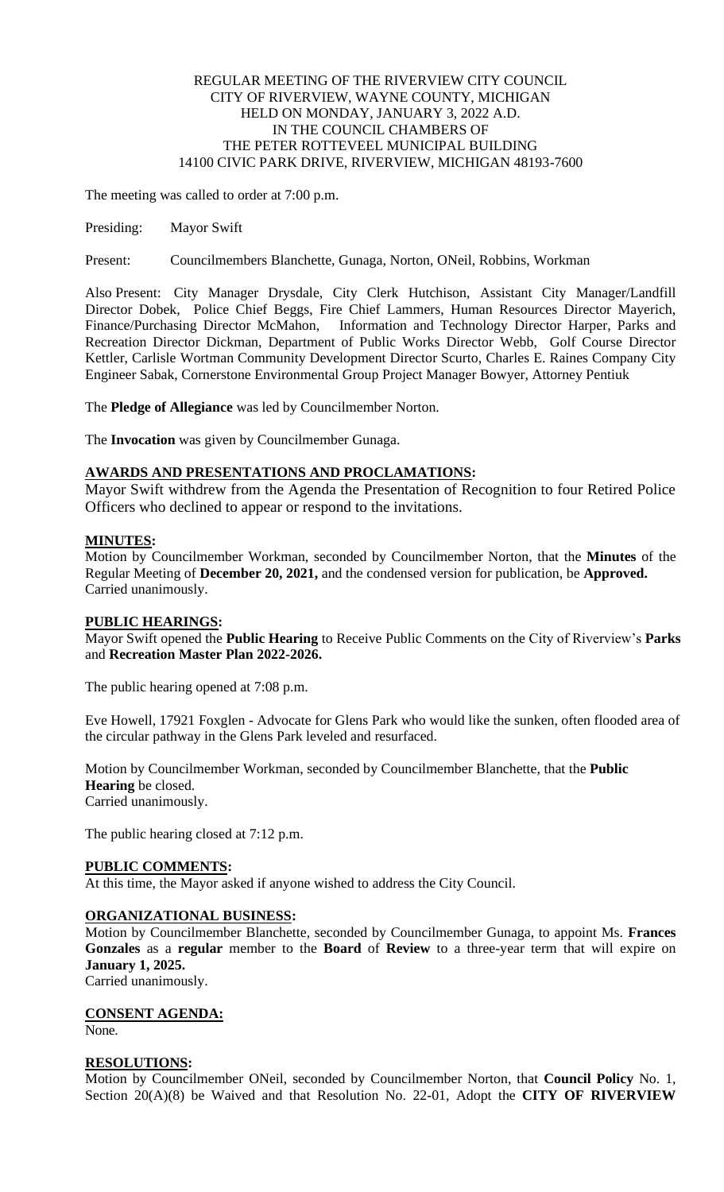REGULAR MEETING OF THE RIVERVIEW CITY COUNCIL
CITY OF RIVERVIEW, WAYNE COUNTY, MICHIGAN
HELD ON MONDAY, JANUARY 3, 2022 A.D.
IN THE COUNCIL CHAMBERS OF
THE PETER ROTTEVEEL MUNICIPAL BUILDING
14100 CIVIC PARK DRIVE, RIVERVIEW, MICHIGAN 48193-7600

The meeting was called to order at 7:00 p.m.

Presiding: Mayor Swift

Present: Councilmembers Blanchette, Gunaga, Norton, ONeil, Robbins, Workman

Also Present: City Manager Drysdale, City Clerk Hutchison, Assistant City Manager/Landfill Director Dobek, Police Chief Beggs, Fire Chief Lammers, Human Resources Director Mayerich, Finance/Purchasing Director McMahon, Information and Technology Director Harper, Parks and Recreation Director Dickman, Department of Public Works Director Webb, Golf Course Director Kettler, Carlisle Wortman Community Development Director Scurto, Charles E. Raines Company City Engineer Sabak, Cornerstone Environmental Group Project Manager Bowyer, Attorney Pentiuk

The **Pledge of Allegiance** was led by Councilmember Norton.

The **Invocation** was given by Councilmember Gunaga.

## AWARDS AND PRESENTATIONS AND PROCLAMATIONS:

Mayor Swift withdrew from the Agenda the Presentation of Recognition to four Retired Police Officers who declined to appear or respond to the invitations.

## MINUTES:

Motion by Councilmember Workman, seconded by Councilmember Norton, that the **Minutes** of the Regular Meeting of **December 20, 2021,** and the condensed version for publication, be **Approved.**
Carried unanimously.

## PUBLIC HEARINGS:

Mayor Swift opened the **Public Hearing** to Receive Public Comments on the City of Riverview's **Parks** and **Recreation Master Plan 2022-2026.**

The public hearing opened at 7:08 p.m.

Eve Howell, 17921 Foxglen - Advocate for Glens Park who would like the sunken, often flooded area of the circular pathway in the Glens Park leveled and resurfaced.

Motion by Councilmember Workman, seconded by Councilmember Blanchette, that the **Public Hearing** be closed.
Carried unanimously.

The public hearing closed at 7:12 p.m.

## PUBLIC COMMENTS:

At this time, the Mayor asked if anyone wished to address the City Council.

## ORGANIZATIONAL BUSINESS:

Motion by Councilmember Blanchette, seconded by Councilmember Gunaga, to appoint Ms. **Frances Gonzales** as a **regular** member to the **Board** of **Review** to a three-year term that will expire on **January 1, 2025.**
Carried unanimously.

## CONSENT AGENDA:

None.

## RESOLUTIONS:

Motion by Councilmember ONeil, seconded by Councilmember Norton, that **Council Policy** No. 1, Section 20(A)(8) be Waived and that Resolution No. 22-01, Adopt the **CITY OF RIVERVIEW**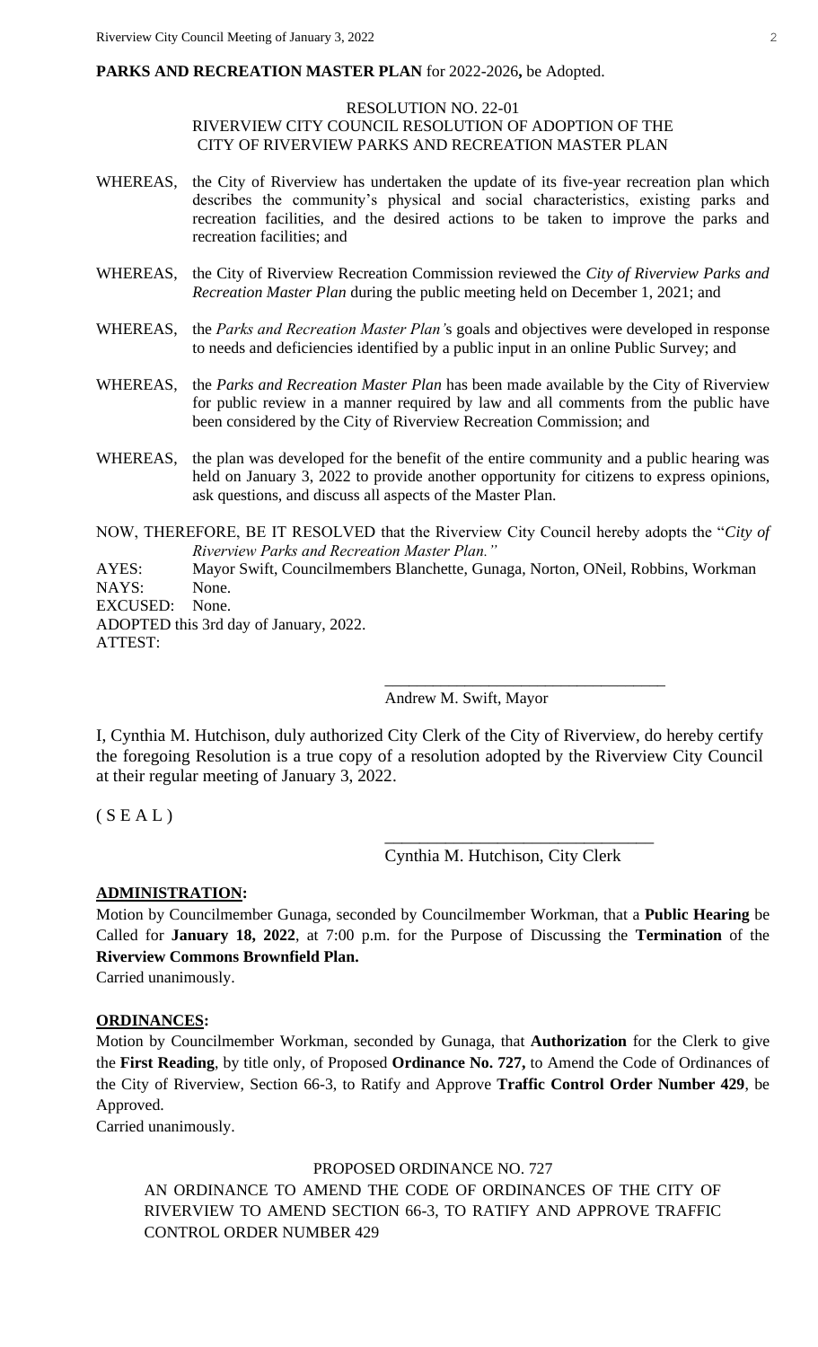**PARKS AND RECREATION MASTER PLAN** for 2022-2026**,** be Adopted.

RESOLUTION NO. 22-01

RIVERVIEW CITY COUNCIL RESOLUTION OF ADOPTION OF THE CITY OF RIVERVIEW PARKS AND RECREATION MASTER PLAN

WHEREAS, the City of Riverview has undertaken the update of its five-year recreation plan which describes the community's physical and social characteristics, existing parks and recreation facilities, and the desired actions to be taken to improve the parks and recreation facilities; and

WHEREAS, the City of Riverview Recreation Commission reviewed the *City of Riverview Parks and Recreation Master Plan* during the public meeting held on December 1, 2021; and

WHEREAS, the *Parks and Recreation Master Plan'*s goals and objectives were developed in response to needs and deficiencies identified by a public input in an online Public Survey; and

WHEREAS, the *Parks and Recreation Master Plan* has been made available by the City of Riverview for public review in a manner required by law and all comments from the public have been considered by the City of Riverview Recreation Commission; and

WHEREAS, the plan was developed for the benefit of the entire community and a public hearing was held on January 3, 2022 to provide another opportunity for citizens to express opinions, ask questions, and discuss all aspects of the Master Plan.

NOW, THEREFORE, BE IT RESOLVED that the Riverview City Council hereby adopts the "*City of Riverview Parks and Recreation Master Plan."*

AYES: Mayor Swift, Councilmembers Blanchette, Gunaga, Norton, ONeil, Robbins, Workman

NAYS: None.

EXCUSED: None.

ADOPTED this 3rd day of January, 2022.

ATTEST:

\_\_\_\_\_\_\_\_\_\_\_\_\_\_\_\_\_\_\_\_\_\_\_\_\_\_\_\_\_\_\_\_\_\_

Andrew M. Swift, Mayor

I, Cynthia M. Hutchison, duly authorized City Clerk of the City of Riverview, do hereby certify the foregoing Resolution is a true copy of a resolution adopted by the Riverview City Council at their regular meeting of January 3, 2022.

( S E A L )

\_\_\_\_\_\_\_\_\_\_\_\_\_\_\_\_\_\_\_\_\_\_\_\_\_\_\_\_\_\_\_\_\_\_

Cynthia M. Hutchison, City Clerk

**ADMINISTRATION:**

Motion by Councilmember Gunaga, seconded by Councilmember Workman, that a **Public Hearing** be Called for **January 18, 2022**, at 7:00 p.m. for the Purpose of Discussing the **Termination** of the **Riverview Commons Brownfield Plan.**

Carried unanimously.

**ORDINANCES:**

Motion by Councilmember Workman, seconded by Gunaga, that **Authorization** for the Clerk to give the **First Reading**, by title only, of Proposed **Ordinance No. 727,** to Amend the Code of Ordinances of the City of Riverview, Section 66-3, to Ratify and Approve **Traffic Control Order Number 429**, be Approved.

Carried unanimously.

PROPOSED ORDINANCE NO. 727

AN ORDINANCE TO AMEND THE CODE OF ORDINANCES OF THE CITY OF RIVERVIEW TO AMEND SECTION 66-3, TO RATIFY AND APPROVE TRAFFIC CONTROL ORDER NUMBER 429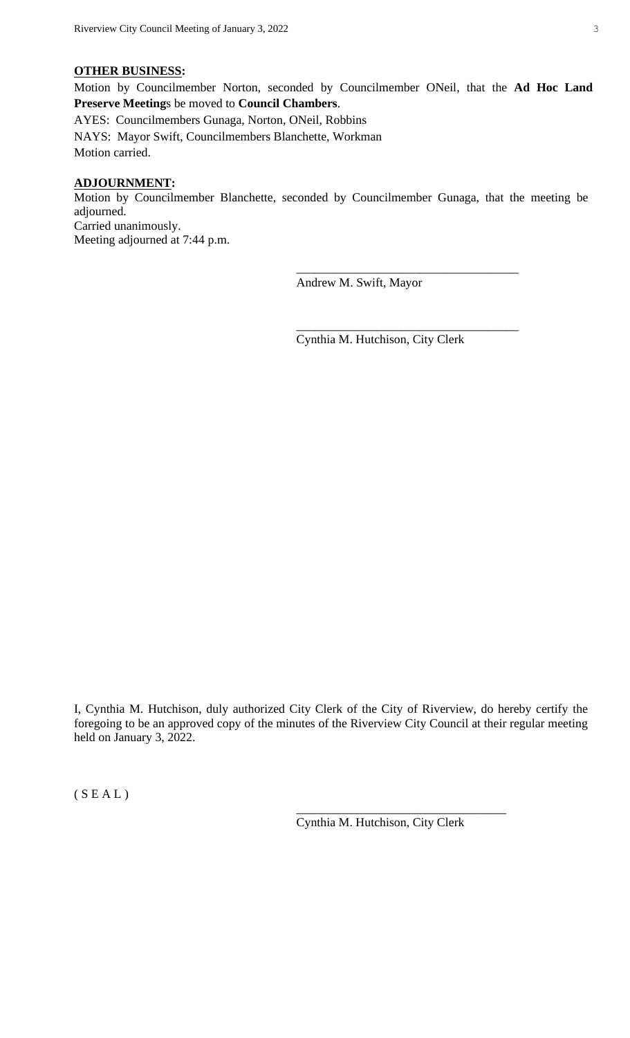**OTHER BUSINESS:**

Motion by Councilmember Norton, seconded by Councilmember ONeil, that the **Ad Hoc Land Preserve Meeting**s be moved to **Council Chambers**.

AYES: Councilmembers Gunaga, Norton, ONeil, Robbins

NAYS: Mayor Swift, Councilmembers Blanchette, Workman

Motion carried.

**ADJOURNMENT:**

Motion by Councilmember Blanchette, seconded by Councilmember Gunaga, that the meeting be adjourned.

Carried unanimously.

Meeting adjourned at 7:44 p.m.

\_\_\_\_\_\_\_\_\_\_\_\_\_\_\_\_\_\_\_\_\_\_\_\_\_\_\_\_\_\_\_\_\_\_\_\_

Andrew M. Swift, Mayor

\_\_\_\_\_\_\_\_\_\_\_\_\_\_\_\_\_\_\_\_\_\_\_\_\_\_\_\_\_\_\_\_\_\_\_\_

Cynthia M. Hutchison, City Clerk

I, Cynthia M. Hutchison, duly authorized City Clerk of the City of Riverview, do hereby certify the foregoing to be an approved copy of the minutes of the Riverview City Council at their regular meeting held on January 3, 2022.

( S E A L )

\_\_\_\_\_\_\_\_\_\_\_\_\_\_\_\_\_\_\_\_\_\_\_\_\_\_\_\_\_\_\_\_\_\_\_\_

Cynthia M. Hutchison, City Clerk